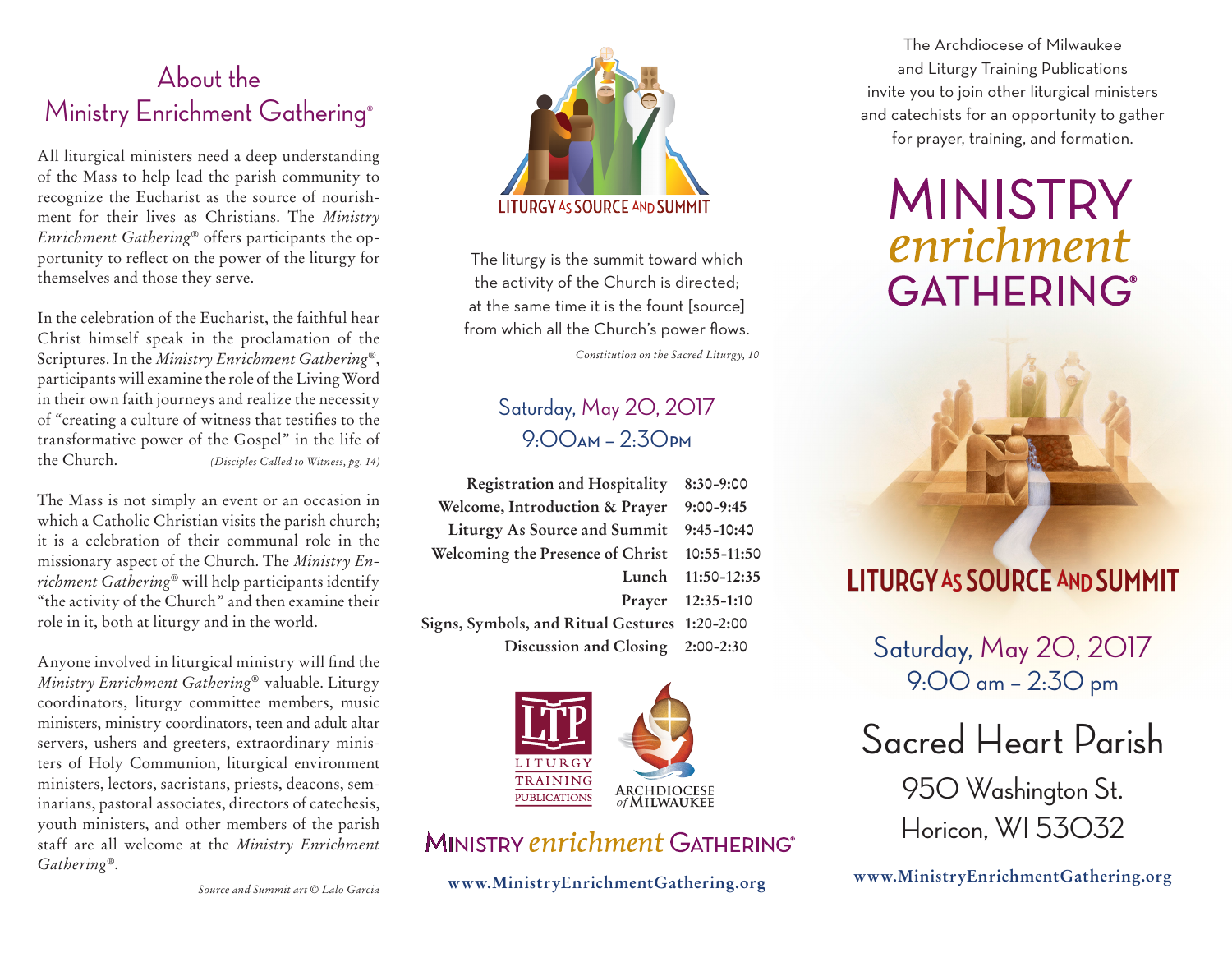## About the Ministry Enrichment Gathering®

All liturgical ministers need a deep understanding of the Mass to help lead the parish community to recognize the Eucharist as the source of nourishment for their lives as Christians. The *Ministry Enrichment Gathering®* offers participants the opportunity to reflect on the power of the liturgy for themselves and those they serve.

In the celebration of the Eucharist, the faithful hear Christ himself speak in the proclamation of the Scriptures. In the *Ministry Enrichment Gathering®*, participants will examine the role of the Living Word in their own faith journeys and realize the necessity of "creating a culture of witness that testifies to the transformative power of the Gospel" in the life of the Church. *(Disciples Called to Witness, pg. 14)*

The Mass is not simply an event or an occasion in which a Catholic Christian visits the parish church; it is a celebration of their communal role in the missionary aspect of the Church. The *Ministry Enrichment Gathering®* will help participants identify "the activity of the Church" and then examine their role in it, both at liturgy and in the world.

Anyone involved in liturgical ministry will find the *Ministry Enrichment Gathering®* valuable. Liturgy coordinators, liturgy committee members, music ministers, ministry coordinators, teen and adult altar servers, ushers and greeters, extraordinary ministers of Holy Communion, liturgical environment ministers, lectors, sacristans, priests, deacons, seminarians, pastoral associates, directors of catechesis, youth ministers, and other members of the parish staff are all welcome at the *Ministry Enrichment Gathering®*.

*Source and Summit art © Lalo Garcia*

LITURGY AS SOURCE AND SUMMIT

The liturgy is the summit toward which the activity of the Church is directed; at the same time it is the fount [source] from which all the Church's power flows.

*Constitution on the Sacred Liturgy, 10*

### Saturday, May 20, 2017
### 9:00AM – 2:30PM

| | |
|---|---|
| **Registration and Hospitality** | 8:30-9:00 |
| **Welcome, Introduction & Prayer** | 9:00-9:45 |
| **Liturgy As Source and Summit** | 9:45-10:40 |
| **Welcoming the Presence of Christ** | 10:55-11:50 |
| **Lunch** | 11:50-12:35 |
| **Prayer** | 12:35-1:10 |
| **Signs, Symbols, and Ritual Gestures** | 1:20-2:00 |
| **Discussion and Closing** | 2:00-2:30 |

LTP LITURGY TRAINING PUBLICATIONS

ARCHDIOCESE of MILWAUKEE

MINISTRY enrichment GATHERING®

**www.MinistryEnrichmentGathering.org**

The Archdiocese of Milwaukee and Liturgy Training Publications invite you to join other liturgical ministers and catechists for an opportunity to gather for prayer, training, and formation.

# MINISTRY *enrichment* GATHERING®

## LITURGY AS SOURCE AND SUMMIT

### Saturday, May 20, 2017
### 9:00 am – 2:30 pm

## Sacred Heart Parish

950 Washington St.
Horicon, WI 53032

**www.MinistryEnrichmentGathering.org**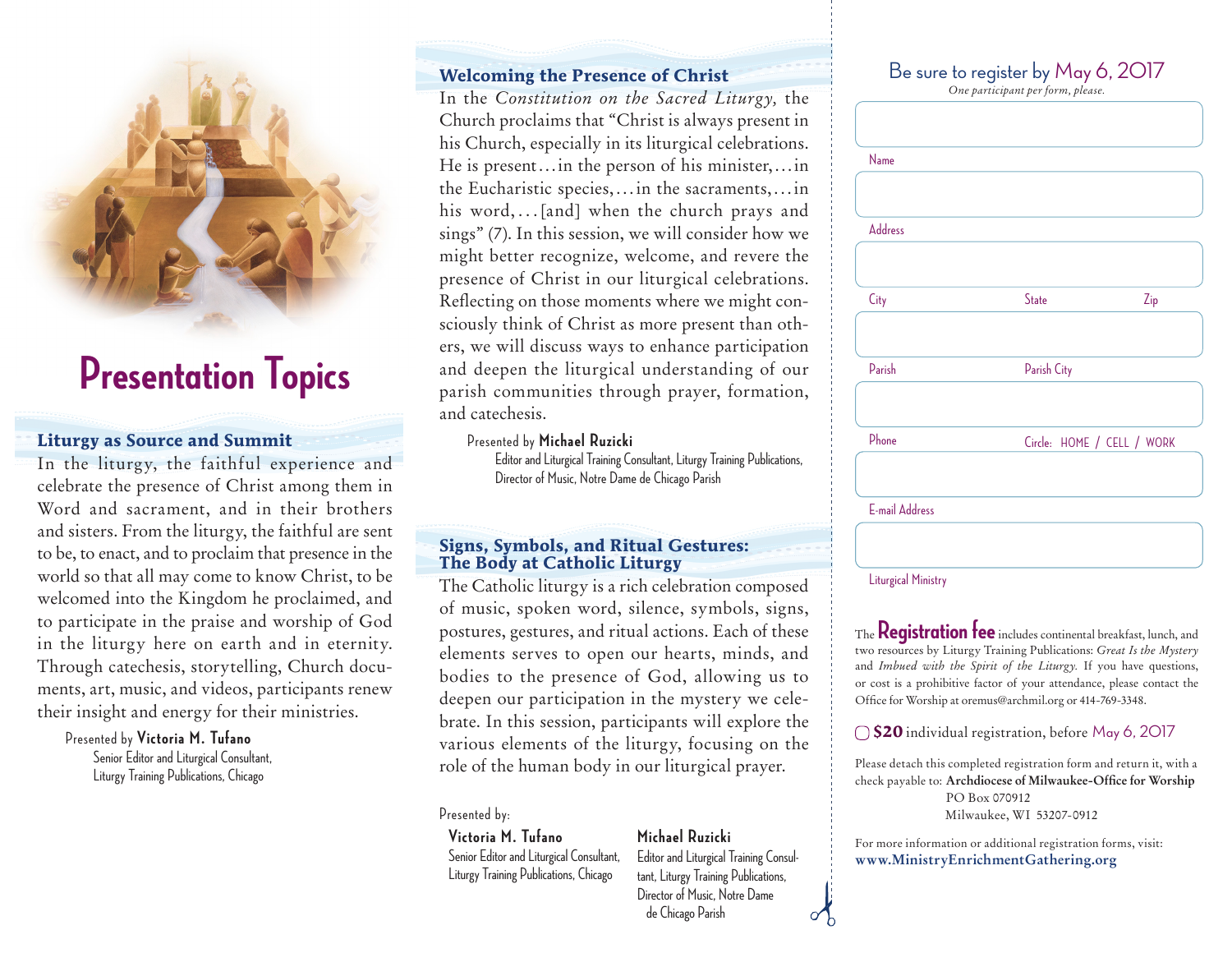# Presentation Topics

### Liturgy as Source and Summit

In the liturgy, the faithful experience and celebrate the presence of Christ among them in Word and sacrament, and in their brothers and sisters. From the liturgy, the faithful are sent to be, to enact, and to proclaim that presence in the world so that all may come to know Christ, to be welcomed into the Kingdom he proclaimed, and to participate in the praise and worship of God in the liturgy here on earth and in eternity. Through catechesis, storytelling, Church documents, art, music, and videos, participants renew their insight and energy for their ministries.

Presented by **Victoria M. Tufano**
Senior Editor and Liturgical Consultant,
Liturgy Training Publications, Chicago

### Welcoming the Presence of Christ

In the *Constitution on the Sacred Liturgy,* the Church proclaims that "Christ is always present in his Church, especially in its liturgical celebrations. He is present…in the person of his minister,…in the Eucharistic species,…in the sacraments,…in his word,…[and] when the church prays and sings" (7). In this session, we will consider how we might better recognize, welcome, and revere the presence of Christ in our liturgical celebrations. Reflecting on those moments where we might consciously think of Christ as more present than others, we will discuss ways to enhance participation and deepen the liturgical understanding of our parish communities through prayer, formation, and catechesis.

Presented by **Michael Ruzicki**
Editor and Liturgical Training Consultant, Liturgy Training Publications,
Director of Music, Notre Dame de Chicago Parish

### Signs, Symbols, and Ritual Gestures: The Body at Catholic Liturgy

The Catholic liturgy is a rich celebration composed of music, spoken word, silence, symbols, signs, postures, gestures, and ritual actions. Each of these elements serves to open our hearts, minds, and bodies to the presence of God, allowing us to deepen our participation in the mystery we celebrate. In this session, participants will explore the various elements of the liturgy, focusing on the role of the human body in our liturgical prayer.

Presented by:

**Victoria M. Tufano**
Senior Editor and Liturgical Consultant,
Liturgy Training Publications, Chicago

**Michael Ruzicki**
Editor and Liturgical Training Consultant, Liturgy Training Publications,
Director of Music, Notre Dame de Chicago Parish

## Be sure to register by May 6, 2017

*One participant per form, please.*

Name

Address

City State Zip

Parish Parish City

Phone Circle: HOME / CELL / WORK

E-mail Address

Liturgical Ministry

The **Registration fee** includes continental breakfast, lunch, and two resources by Liturgy Training Publications: *Great Is the Mystery* and *Imbued with the Spirit of the Liturgy.* If you have questions, or cost is a prohibitive factor of your attendance, please contact the Office for Worship at oremus@archmil.org or 414-769-3348.

◯ **$20** individual registration, before May 6, 2017

Please detach this completed registration form and return it, with a check payable to: **Archdiocese of Milwaukee-Office for Worship**
PO Box 070912
Milwaukee, WI 53207-0912

For more information or additional registration forms, visit:
**www.MinistryEnrichmentGathering.org**